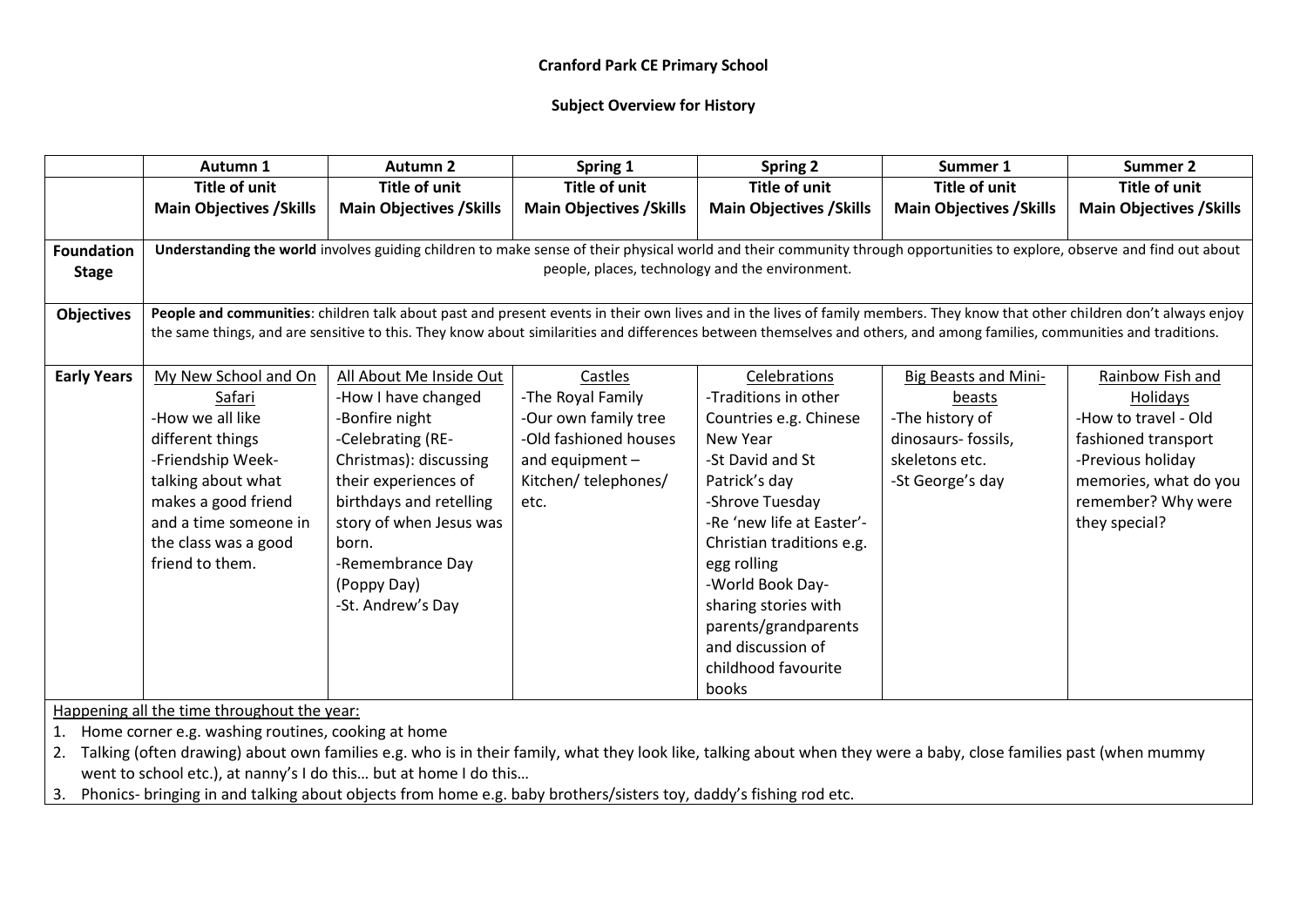**Cranford Park CE Primary School**

**Subject Overview for History**

| | Autumn 1 | Autumn 2 | Spring 1 | Spring 2 | Summer 1 | Summer 2 |
|---|---|---|---|---|---|---|
| | **Title of unit**<br>**Main Objectives /Skills** | **Title of unit**<br>**Main Objectives /Skills** | **Title of unit**<br>**Main Objectives /Skills** | **Title of unit**<br>**Main Objectives /Skills** | **Title of unit**<br>**Main Objectives /Skills** | **Title of unit**<br>**Main Objectives /Skills** |
| **Foundation Stage** | **Understanding the world** involves guiding children to make sense of their physical world and their community through opportunities to explore, observe and find out about people, places, technology and the environment. | | | | | |
| **Objectives** | **People and communities**: children talk about past and present events in their own lives and in the lives of family members. They know that other children don't always enjoy the same things, and are sensitive to this. They know about similarities and differences between themselves and others, and among families, communities and traditions. | | | | | |
| **Early Years** | My New School and On Safari<br>-How we all like different things<br>-Friendship Week-talking about what makes a good friend and a time someone in the class was a good friend to them. | All About Me Inside Out<br>-How I have changed<br>-Bonfire night<br>-Celebrating (RE-Christmas): discussing their experiences of birthdays and retelling story of when Jesus was born.<br>-Remembrance Day (Poppy Day)<br>-St. Andrew's Day | Castles<br>-The Royal Family<br>-Our own family tree<br>-Old fashioned houses and equipment – Kitchen/ telephones/ etc. | Celebrations<br>-Traditions in other Countries e.g. Chinese New Year<br>-St David and St Patrick's day<br>-Shrove Tuesday<br>-Re 'new life at Easter'-Christian traditions e.g. egg rolling<br>-World Book Day-sharing stories with parents/grandparents and discussion of childhood favourite books | Big Beasts and Mini-beasts<br>-The history of dinosaurs- fossils, skeletons etc.<br>-St George's day | Rainbow Fish and Holidays<br>-How to travel - Old fashioned transport<br>-Previous holiday memories, what do you remember? Why were they special? |

Happening all the time throughout the year:

1. Home corner e.g. washing routines, cooking at home
2. Talking (often drawing) about own families e.g. who is in their family, what they look like, talking about when they were a baby, close families past (when mummy went to school etc.), at nanny's I do this… but at home I do this…
3. Phonics- bringing in and talking about objects from home e.g. baby brothers/sisters toy, daddy's fishing rod etc.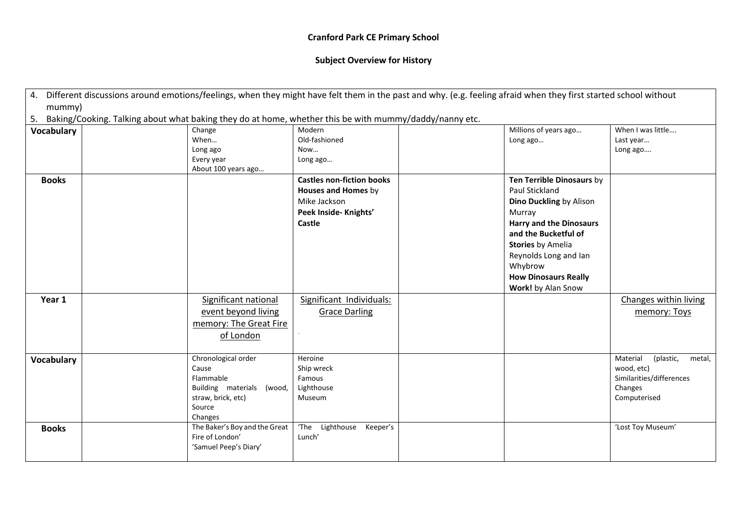**Cranford Park CE Primary School**

**Subject Overview for History**

4. Different discussions around emotions/feelings, when they might have felt them in the past and why. (e.g. feeling afraid when they first started school without mummy)
5. Baking/Cooking. Talking about what baking they do at home, whether this be with mummy/daddy/nanny etc.

| | | | | | | |
|---|---|---|---|---|---|---|
| **Vocabulary** | | Change<br>When…<br>Long ago<br>Every year<br>About 100 years ago… | Modern<br>Old-fashioned<br>Now…<br>Long ago… | | Millions of years ago…<br>Long ago… | When I was little….<br>Last year…<br>Long ago…. |
| **Books** | | | **Castles non-fiction books**<br>**Houses and Homes** by Mike Jackson<br>**Peek Inside- Knights' Castle** | | **Ten Terrible Dinosaurs** by Paul Stickland<br>**Dino Duckling** by Alison Murray<br>**Harry and the Dinosaurs and the Bucketful of Stories** by Amelia Reynolds Long and Ian Whybrow<br>**How Dinosaurs Really Work!** by Alan Snow | |
| **Year 1** | | Significant national event beyond living memory: The Great Fire of London | Significant Individuals: Grace Darling | | | Changes within living memory: Toys |
| **Vocabulary** | | Chronological order<br>Cause<br>Flammable<br>Building materials (wood, straw, brick, etc)<br>Source<br>Changes | Heroine<br>Ship wreck<br>Famous<br>Lighthouse<br>Museum | | | Material (plastic, metal, wood, etc)<br>Similarities/differences<br>Changes<br>Computerised |
| **Books** | | 'The Baker's Boy and the Great Fire of London'<br>'Samuel Peep's Diary' | 'The Lighthouse Keeper's Lunch' | | | 'Lost Toy Museum' |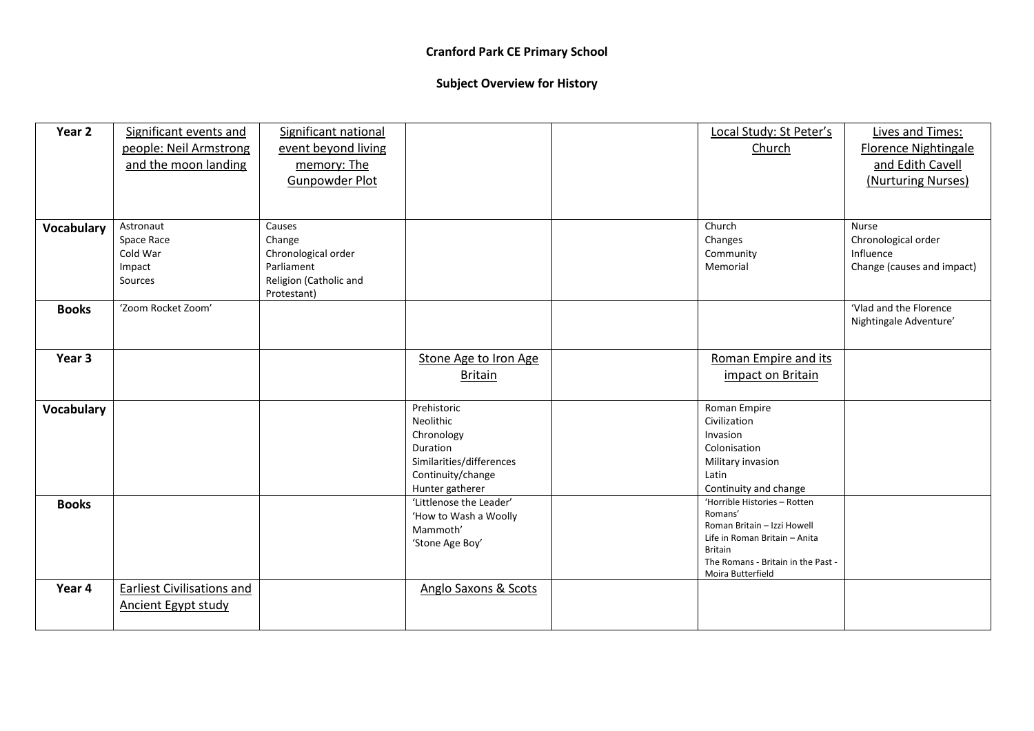**Cranford Park CE Primary School**

**Subject Overview for History**

| Year 2 | Significant events and people: Neil Armstrong and the moon landing | Significant national event beyond living memory: The Gunpowder Plot | | | Local Study: St Peter's Church | Lives and Times: Florence Nightingale and Edith Cavell (Nurturing Nurses) |
|---|---|---|---|---|---|---|
| **Vocabulary** | Astronaut<br>Space Race<br>Cold War<br>Impact<br>Sources | Causes<br>Change<br>Chronological order<br>Parliament<br>Religion (Catholic and Protestant) | | | Church<br>Changes<br>Community<br>Memorial | Nurse<br>Chronological order<br>Influence<br>Change (causes and impact) |
| **Books** | 'Zoom Rocket Zoom' | | | | | 'Vlad and the Florence Nightingale Adventure' |
| **Year 3** | | | Stone Age to Iron Age Britain | | Roman Empire and its impact on Britain | |
| **Vocabulary** | | | Prehistoric<br>Neolithic<br>Chronology<br>Duration<br>Similarities/differences<br>Continuity/change<br>Hunter gatherer | | Roman Empire<br>Civilization<br>Invasion<br>Colonisation<br>Military invasion<br>Latin<br>Continuity and change | |
| **Books** | | | 'Littlenose the Leader'<br>'How to Wash a Woolly Mammoth'<br>'Stone Age Boy' | | 'Horrible Histories – Rotten Romans'<br>Roman Britain – Izzi Howell<br>Life in Roman Britain – Anita Britain<br>The Romans - Britain in the Past - Moira Butterfield | |
| **Year 4** | Earliest Civilisations and Ancient Egypt study | | Anglo Saxons & Scots | | | |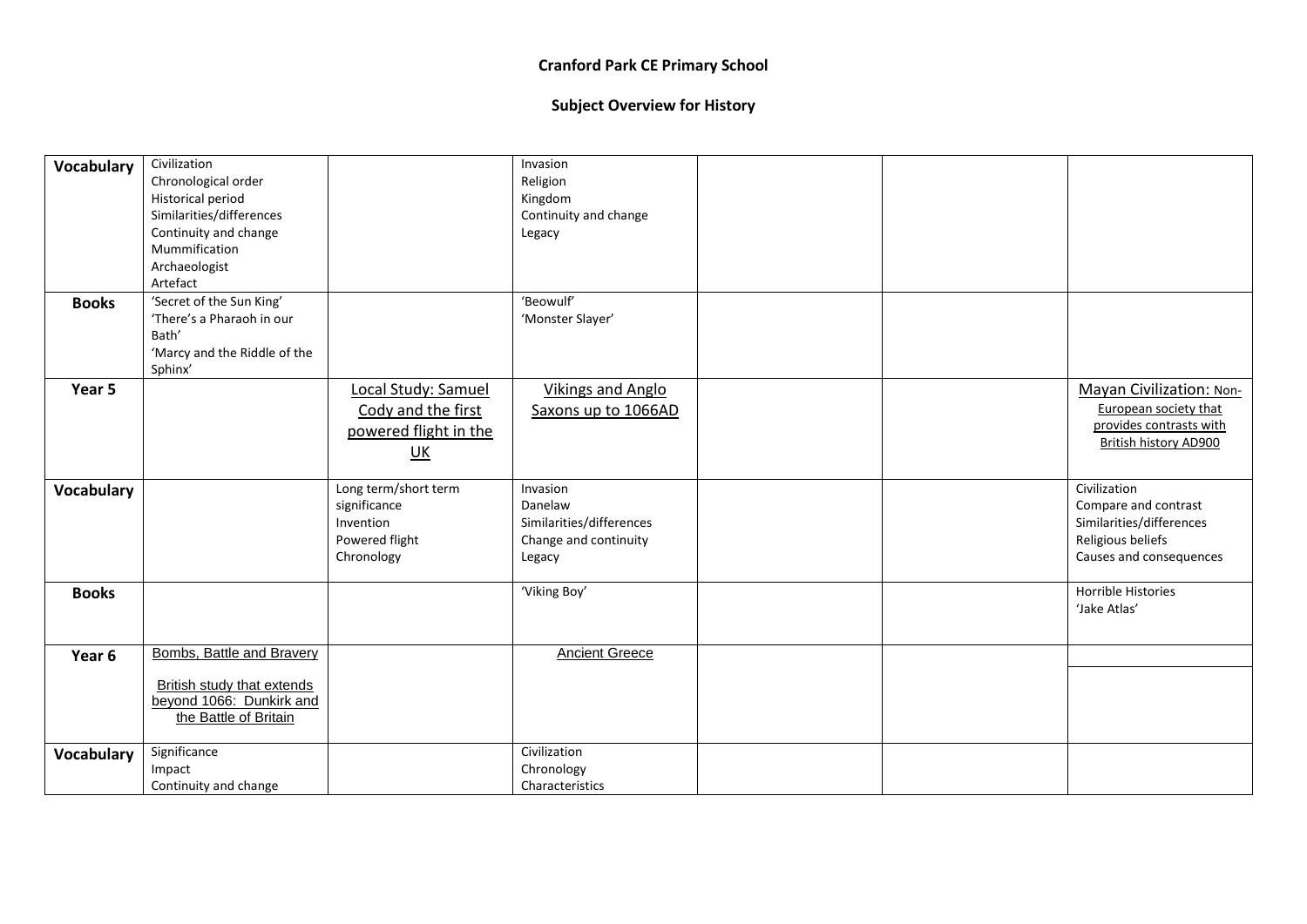**Cranford Park CE Primary School**

**Subject Overview for History**

| | | | | | | |
|---|---|---|---|---|---|---|
| **Vocabulary** | Civilization<br>Chronological order<br>Historical period<br>Similarities/differences<br>Continuity and change<br>Mummification<br>Archaeologist<br>Artefact | | Invasion<br>Religion<br>Kingdom<br>Continuity and change<br>Legacy | | | |
| **Books** | 'Secret of the Sun King'<br>'There's a Pharaoh in our Bath'<br>'Marcy and the Riddle of the Sphinx' | | 'Beowulf'<br>'Monster Slayer' | | | |
| **Year 5** | | Local Study: Samuel Cody and the first powered flight in the UK | Vikings and Anglo Saxons up to 1066AD | | | Mayan Civilization: Non-European society that provides contrasts with British history AD900 |
| **Vocabulary** | | Long term/short term significance<br>Invention<br>Powered flight<br>Chronology | Invasion<br>Danelaw<br>Similarities/differences<br>Change and continuity<br>Legacy | | | Civilization<br>Compare and contrast<br>Similarities/differences<br>Religious beliefs<br>Causes and consequences |
| **Books** | | | 'Viking Boy' | | | Horrible Histories<br>'Jake Atlas' |
| **Year 6** | Bombs, Battle and Bravery<br><br>British study that extends beyond 1066: Dunkirk and the Battle of Britain | | Ancient Greece | | | |
| **Vocabulary** | Significance<br>Impact<br>Continuity and change | | Civilization<br>Chronology<br>Characteristics | | | |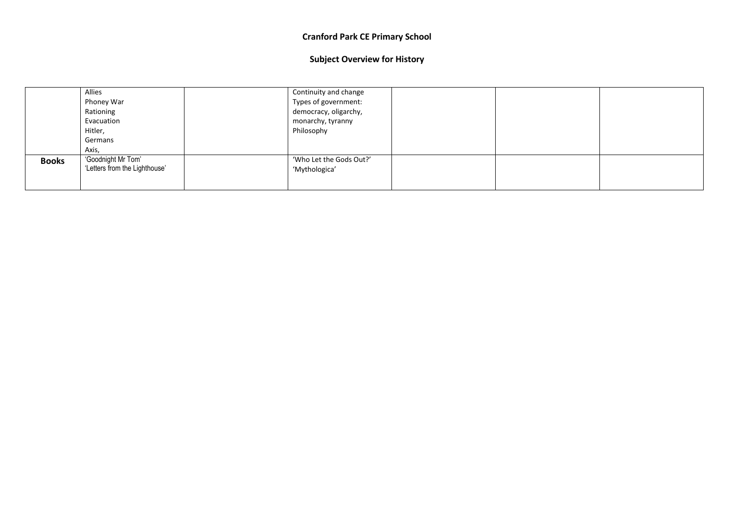**Cranford Park CE Primary School**

**Subject Overview for History**

| | | | | | | |
|---|---|---|---|---|---|---|
| | Allies<br>Phoney War<br>Rationing<br>Evacuation<br>Hitler,<br>Germans<br>Axis, | | Continuity and change<br>Types of government:<br>democracy, oligarchy,<br>monarchy, tyranny<br>Philosophy | | | |
| **Books** | 'Goodnight Mr Tom'<br>'Letters from the Lighthouse' | | 'Who Let the Gods Out?'<br>'Mythologica' | | | |